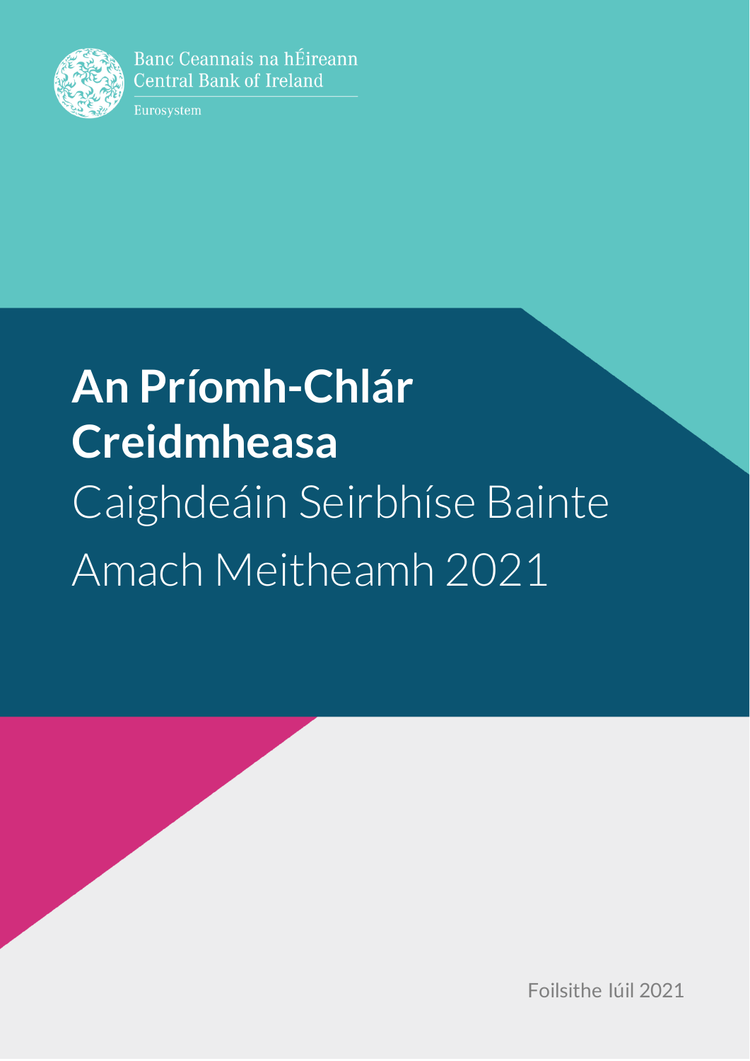Banc Ceannais na hÉireann
Central Bank of Ireland

Eurosystem

# An Príomh-Chlár Creidmheasa

## Caighdeáin Seirbhíse Bainte Amach Meitheamh 2021

Foilsithe Iúil 2021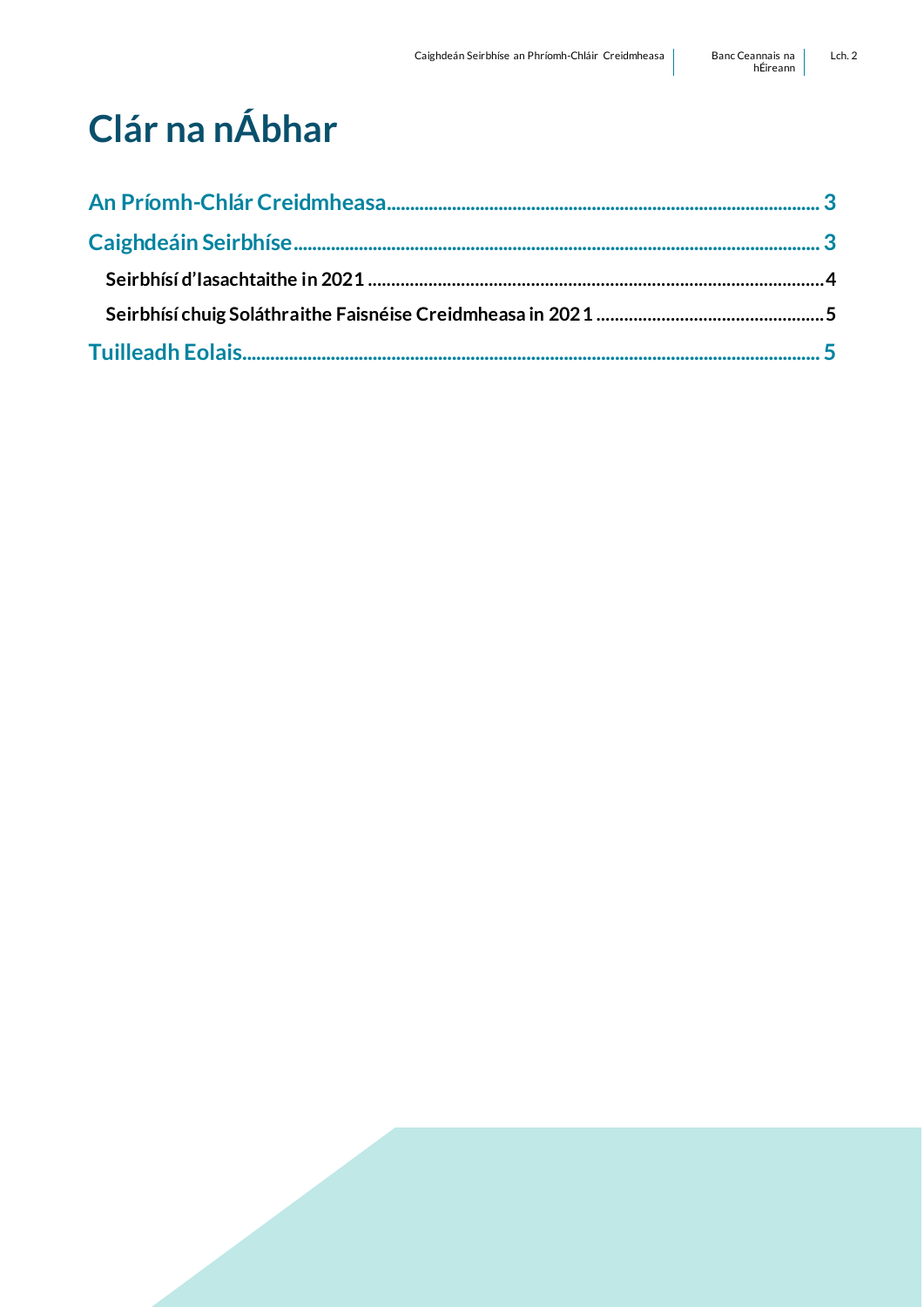# Clár na nÁbhar

An Príomh-Chlár Creidmheasa ........................................................ 3

Caighdeáin Seirbhíse ........................................................ 3

- Seirbhísí d'Iasachtaithe in 2021 ........................................................ 4
- Seirbhísí chuig Soláthraithe Faisnéise Creidmheasa in 2021 ........................................................ 5

Tuilleadh Eolais ........................................................ 5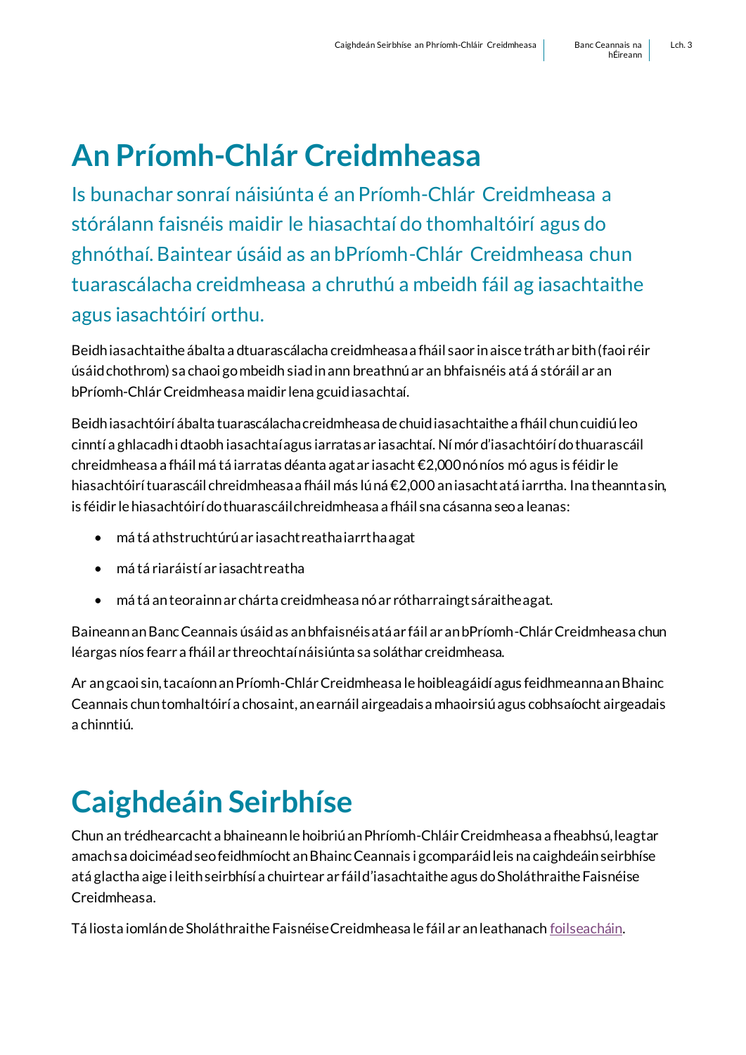# An Príomh-Chlár Creidmheasa

Is bunachar sonraí náisiúnta é an Príomh-Chlár Creidmheasa a stórálann faisnéis maidir le hiasachtaí do thomhaltóirí agus do ghnóthaí. Baintear úsáid as an bPríomh-Chlár Creidmheasa chun tuarascálacha creidmheasa a chruthú a mbeidh fáil ag iasachtaithe agus iasachtóirí orthu.

Beidh iasachtaithe ábalta a dtuarascálacha creidmheasa a fháil saor in aisce tráth ar bith (faoi réir úsáid chothrom) sa chaoi go mbeidh siad in ann breathnú ar an bhfaisnéis atá á stóráil ar an bPríomh-Chlár Creidmheasa maidir lena gcuid iasachtaí.

Beidh iasachtóirí ábalta tuarascálacha creidmheasa de chuid iasachtaithe a fháil chun cuidiú leo cinntí a ghlacadh i dtaobh iasachtaí agus iarratas ar iasachtaí. Ní mór d'iasachtóirí do thuarascáil chreidmheasa a fháil má tá iarratas déanta agat ar iasacht €2,000 nó níos mó agus is féidir le hiasachtóirí tuarascáil chreidmheasa a fháil más lú ná €2,000 an iasacht atá iarrtha. Ina theannta sin, is féidir le hiasachtóirí do thuarascáil chreidmheasa a fháil sna cásanna seo a leanas:

- má tá athstruchtúrú ar iasacht reatha iarrtha agat
- má tá riaráistí ar iasacht reatha
- má tá an teorainn ar chárta creidmheasa nó ar rótharraingt sáraithe agat.

Baineann an Banc Ceannais úsáid as an bhfaisnéis atá ar fáil ar an bPríomh-Chlár Creidmheasa chun léargas níos fearr a fháil ar threochtaí náisiúnta sa soláthar creidmheasa.

Ar an gcaoi sin, tacaíonn an Príomh-Chlár Creidmheasa le hoibleagáidí agus feidhmeanna an Bhainc Ceannais chun tomhaltóirí a chosaint, an earnáil airgeadais a mhaoirsiú agus cobhsaíocht airgeadais a chinntiú.

# Caighdeáin Seirbhíse

Chun an trédhearcacht a bhaineann le hoibriú an Phríomh-Chláir Creidmheasa a fheabhsú, leagtar amach sa doiciméad seo feidhmíocht an Bhainc Ceannais i gcomparáid leis na caighdeáin seirbhíse atá glactha aige i leith seirbhísí a chuirtear ar fáil d'iasachtaithe agus do Sholáthraithe Faisnéise Creidmheasa.

Tá liosta iomlán de Sholáthraithe Faisnéise Creidmheasa le fáil ar an leathanach foilseacháin.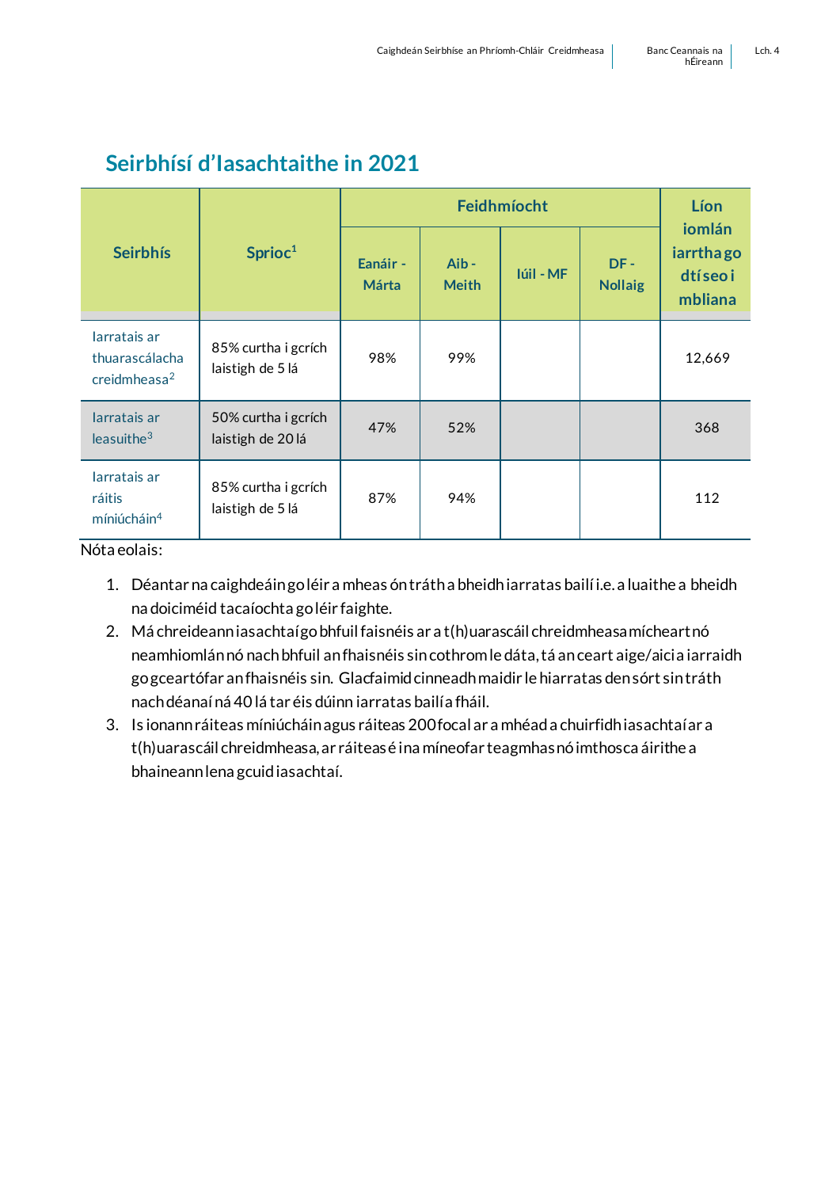## Seirbhísí d'Iasachtaithe in 2021

| Seirbhís | Sprioc[1] | Feidhmíocht | | | | Líon iomlán iarrtha go dtí seo i mbliana |
|---|---|---|---|---|---|---|
| | | Eanáir - Márta | Aib - Meith | Iúil - MF | DF - Nollaig | |
| Iarratais ar thuarascálacha creidmheasa[2] | 85% curtha i gcrích laistigh de 5 lá | 98% | 99% | | | 12,669 |
| Iarratais ar leasuithe[3] | 50% curtha i gcrích laistigh de 20 lá | 47% | 52% | | | 368 |
| Iarratais ar ráitis míniúcháin[4] | 85% curtha i gcrích laistigh de 5 lá | 87% | 94% | | | 112 |

Nóta eolais:

1. Déantar na caighdeáin go léir a mheas ón tráth a bheidh iarratas bailí i.e. a luaithe a bheidh na doiciméid tacaíochta go léir faighte.
2. Má chreideann iasachtaí go bhfuil faisnéis ar a t(h)uarascáil chreidmheasa mícheart nó neamhiomlán nó nach bhfuil an fhaisnéis sin cothrom le dáta, tá an ceart aige/aici a iarraidh go gceartófar an fhaisnéis sin. Glacfaimid cinneadh maidir le hiarratas den sórt sin tráth nach déanaí ná 40 lá tar éis dúinn iarratas bailí a fháil.
3. Is ionann ráiteas míniúcháin agus ráiteas 200 focal ar a mhéad a chuirfidh iasachtaí ar a t(h)uarascáil chreidmheasa, ar ráiteas é ina míneofar teagmhas nó imthosca áirithe a bhaineann lena gcuid iasachtaí.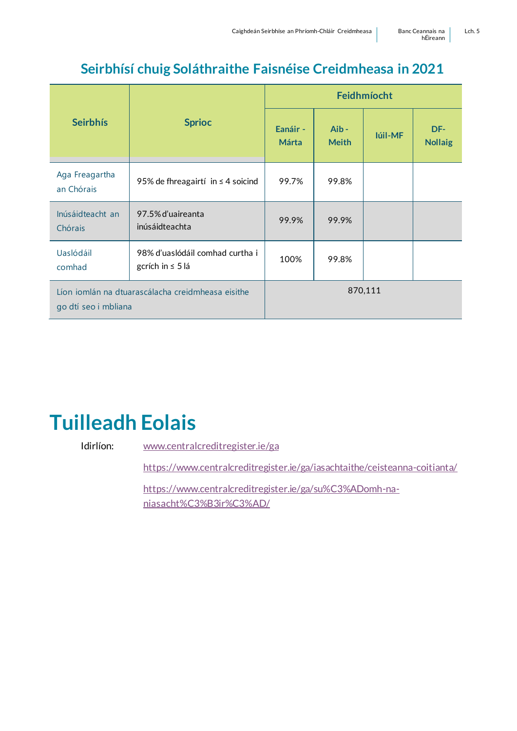## Seirbhísí chuig Soláthraithe Faisnéise Creidmheasa in 2021

| Seirbhís | Sprioc | Feidhmíocht | | | |
|---|---|---|---|---|---|
| | | Eanáir - Márta | Aib - Meith | Iúil-MF | DF-Nollaig |
| Aga Freagartha an Chórais | 95% de fhreagairtí in ≤ 4 soicind | 99.7% | 99.8% | | |
| Inúsáidteacht an Chórais | 97.5% d'uaireanta inúsáidteachta | 99.9% | 99.9% | | |
| Uaslódáil comhad | 98% d'uaslódáil comhad curtha i gcrích in ≤ 5 lá | 100% | 99.8% | | |
| Líon iomlán na dtuarascálacha creidmheasa eisithe go dtí seo i mbliana | | 870,111 | | | |

# Tuilleadh Eolais

Idirlíon: www.centralcreditregister.ie/ga

https://www.centralcreditregister.ie/ga/iasachtaithe/ceisteanna-coitianta/

https://www.centralcreditregister.ie/ga/su%C3%ADomh-na-niasacht%C3%B3ir%C3%AD/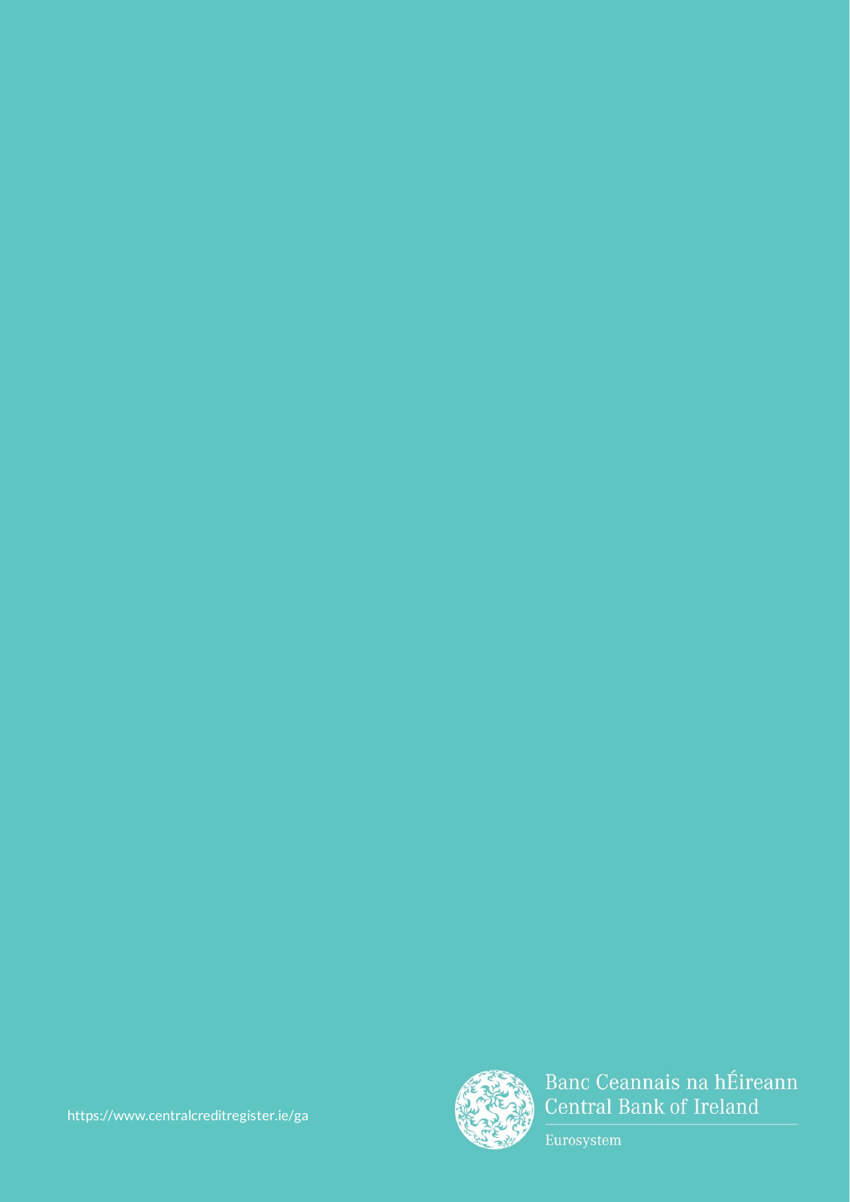https://www.centralcreditregister.ie/ga

Banc Ceannais na hÉireann
Central Bank of Ireland

Eurosystem